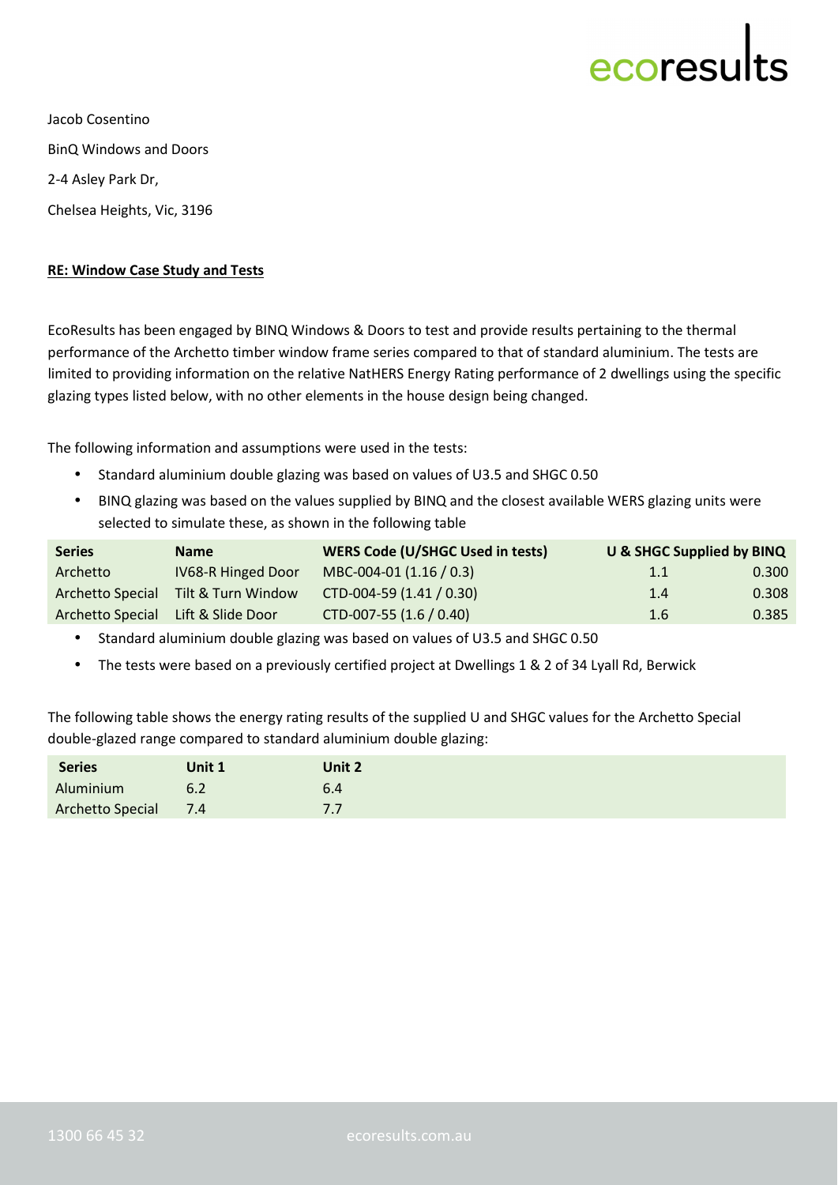Jacob Cosentino

BinQ Windows and Doors

2-4 Asley Park Dr,

Chelsea Heights, Vic, 3196

**RE: Window Case Study and Tests**

EcoResults has been engaged by BINQ Windows & Doors to test and provide results pertaining to the thermal performance of the Archetto timber window frame series compared to that of standard aluminium. The tests are limited to providing information on the relative NatHERS Energy Rating performance of 2 dwellings using the specific glazing types listed below, with no other elements in the house design being changed.

The following information and assumptions were used in the tests:

- Standard aluminium double glazing was based on values of U3.5 and SHGC 0.50
- BINQ glazing was based on the values supplied by BINQ and the closest available WERS glazing units were selected to simulate these, as shown in the following table

| Series | Name | WERS Code (U/SHGC Used in tests) | U & SHGC Supplied by BINQ | |
|---|---|---|---|---|
| Archetto | IV68-R Hinged Door | MBC-004-01 (1.16 / 0.3) | 1.1 | 0.300 |
| Archetto Special | Tilt & Turn Window | CTD-004-59 (1.41 / 0.30) | 1.4 | 0.308 |
| Archetto Special | Lift & Slide Door | CTD-007-55 (1.6 / 0.40) | 1.6 | 0.385 |

- Standard aluminium double glazing was based on values of U3.5 and SHGC 0.50
- The tests were based on a previously certified project at Dwellings 1 & 2 of 34 Lyall Rd, Berwick

The following table shows the energy rating results of the supplied U and SHGC values for the Archetto Special double-glazed range compared to standard aluminium double glazing:

| Series | Unit 1 | Unit 2 |
|---|---|---|
| Aluminium | 6.2 | 6.4 |
| Archetto Special | 7.4 | 7.7 |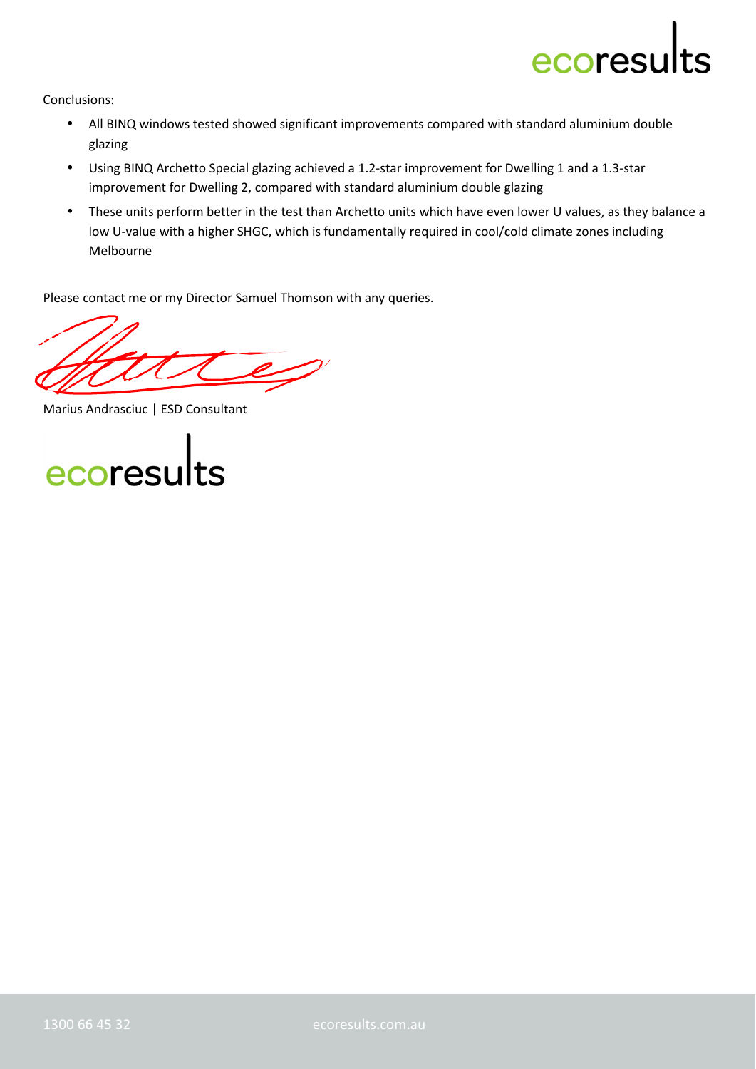Conclusions:

- All BINQ windows tested showed significant improvements compared with standard aluminium double glazing
- Using BINQ Archetto Special glazing achieved a 1.2-star improvement for Dwelling 1 and a 1.3-star improvement for Dwelling 2, compared with standard aluminium double glazing
- These units perform better in the test than Archetto units which have even lower U values, as they balance a low U-value with a higher SHGC, which is fundamentally required in cool/cold climate zones including Melbourne

Please contact me or my Director Samuel Thomson with any queries.

Marius Andrasciuc | ESD Consultant

ecoresults